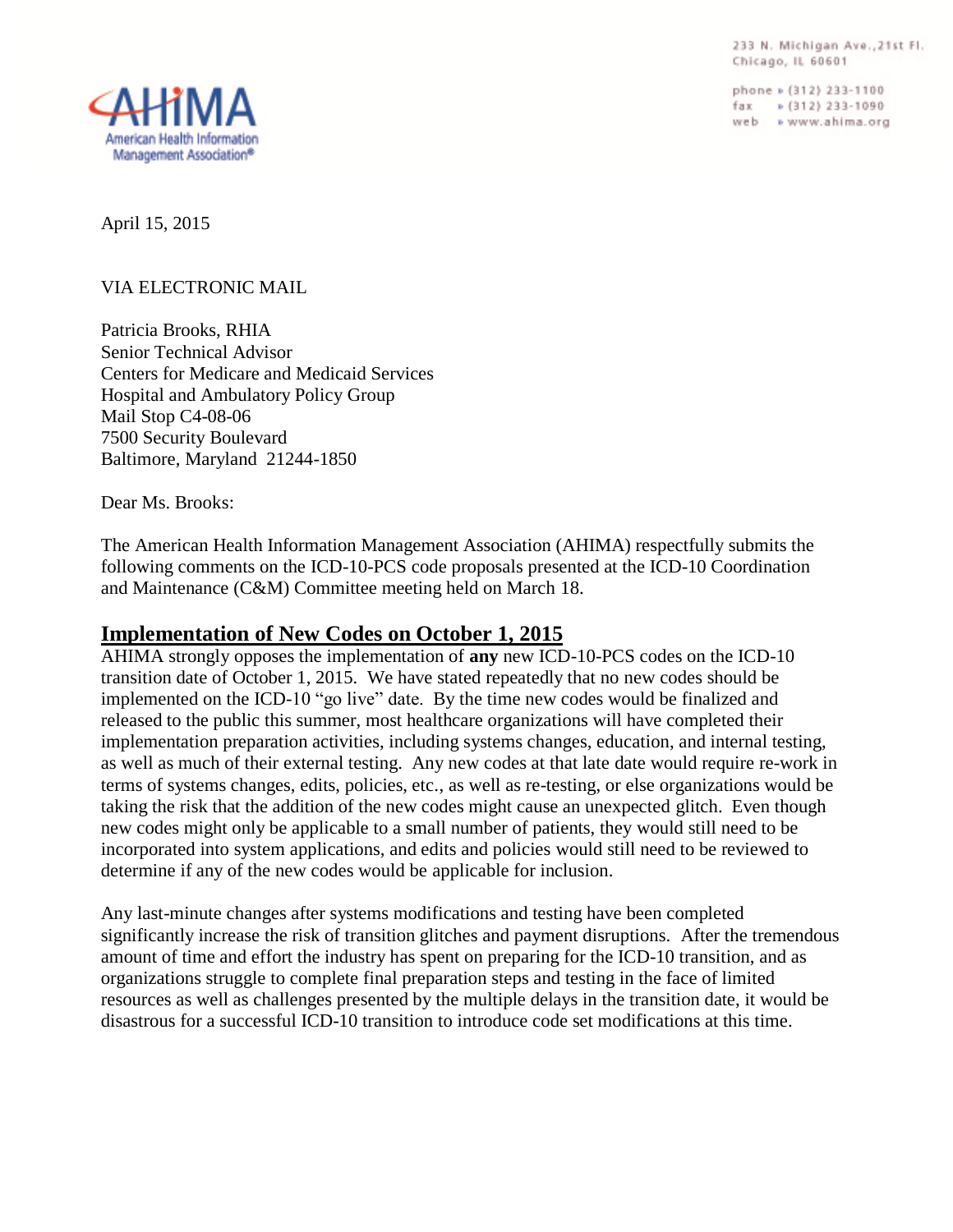AHIMA
American Health Information Management Association®

233 N. Michigan Ave.,21st Fl.
Chicago, IL 60601

phone ▸ (312) 233-1100
fax ▸ (312) 233-1090
web ▸ www.ahima.org

April 15, 2015

VIA ELECTRONIC MAIL

Patricia Brooks, RHIA
Senior Technical Advisor
Centers for Medicare and Medicaid Services
Hospital and Ambulatory Policy Group
Mail Stop C4-08-06
7500 Security Boulevard
Baltimore, Maryland 21244-1850

Dear Ms. Brooks:

The American Health Information Management Association (AHIMA) respectfully submits the following comments on the ICD-10-PCS code proposals presented at the ICD-10 Coordination and Maintenance (C&M) Committee meeting held on March 18.

## Implementation of New Codes on October 1, 2015

AHIMA strongly opposes the implementation of **any** new ICD-10-PCS codes on the ICD-10 transition date of October 1, 2015. We have stated repeatedly that no new codes should be implemented on the ICD-10 "go live" date. By the time new codes would be finalized and released to the public this summer, most healthcare organizations will have completed their implementation preparation activities, including systems changes, education, and internal testing, as well as much of their external testing. Any new codes at that late date would require re-work in terms of systems changes, edits, policies, etc., as well as re-testing, or else organizations would be taking the risk that the addition of the new codes might cause an unexpected glitch. Even though new codes might only be applicable to a small number of patients, they would still need to be incorporated into system applications, and edits and policies would still need to be reviewed to determine if any of the new codes would be applicable for inclusion.

Any last-minute changes after systems modifications and testing have been completed significantly increase the risk of transition glitches and payment disruptions. After the tremendous amount of time and effort the industry has spent on preparing for the ICD-10 transition, and as organizations struggle to complete final preparation steps and testing in the face of limited resources as well as challenges presented by the multiple delays in the transition date, it would be disastrous for a successful ICD-10 transition to introduce code set modifications at this time.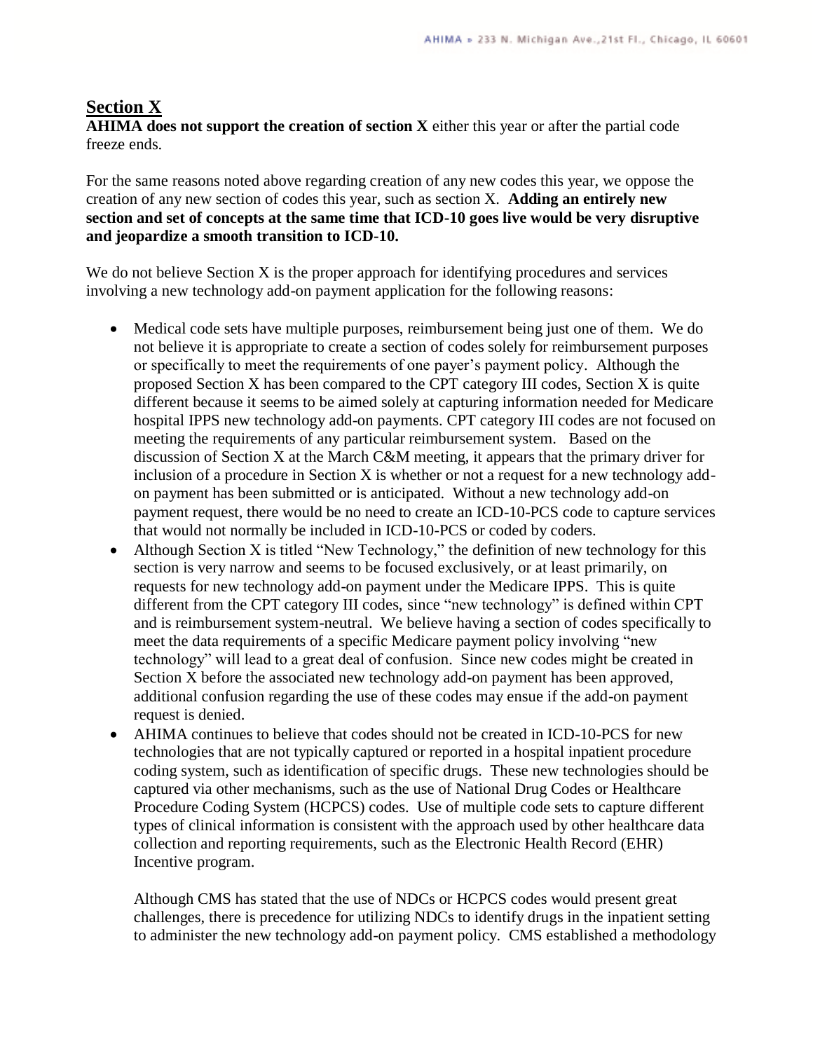## Section X

**AHIMA does not support the creation of section X** either this year or after the partial code freeze ends.

For the same reasons noted above regarding creation of any new codes this year, we oppose the creation of any new section of codes this year, such as section X. **Adding an entirely new section and set of concepts at the same time that ICD-10 goes live would be very disruptive and jeopardize a smooth transition to ICD-10.**

We do not believe Section X is the proper approach for identifying procedures and services involving a new technology add-on payment application for the following reasons:

- Medical code sets have multiple purposes, reimbursement being just one of them. We do not believe it is appropriate to create a section of codes solely for reimbursement purposes or specifically to meet the requirements of one payer's payment policy. Although the proposed Section X has been compared to the CPT category III codes, Section X is quite different because it seems to be aimed solely at capturing information needed for Medicare hospital IPPS new technology add-on payments. CPT category III codes are not focused on meeting the requirements of any particular reimbursement system. Based on the discussion of Section X at the March C&M meeting, it appears that the primary driver for inclusion of a procedure in Section X is whether or not a request for a new technology add-on payment has been submitted or is anticipated. Without a new technology add-on payment request, there would be no need to create an ICD-10-PCS code to capture services that would not normally be included in ICD-10-PCS or coded by coders.
- Although Section X is titled "New Technology," the definition of new technology for this section is very narrow and seems to be focused exclusively, or at least primarily, on requests for new technology add-on payment under the Medicare IPPS. This is quite different from the CPT category III codes, since "new technology" is defined within CPT and is reimbursement system-neutral. We believe having a section of codes specifically to meet the data requirements of a specific Medicare payment policy involving "new technology" will lead to a great deal of confusion. Since new codes might be created in Section X before the associated new technology add-on payment has been approved, additional confusion regarding the use of these codes may ensue if the add-on payment request is denied.
- AHIMA continues to believe that codes should not be created in ICD-10-PCS for new technologies that are not typically captured or reported in a hospital inpatient procedure coding system, such as identification of specific drugs. These new technologies should be captured via other mechanisms, such as the use of National Drug Codes or Healthcare Procedure Coding System (HCPCS) codes. Use of multiple code sets to capture different types of clinical information is consistent with the approach used by other healthcare data collection and reporting requirements, such as the Electronic Health Record (EHR) Incentive program.

  Although CMS has stated that the use of NDCs or HCPCS codes would present great challenges, there is precedence for utilizing NDCs to identify drugs in the inpatient setting to administer the new technology add-on payment policy. CMS established a methodology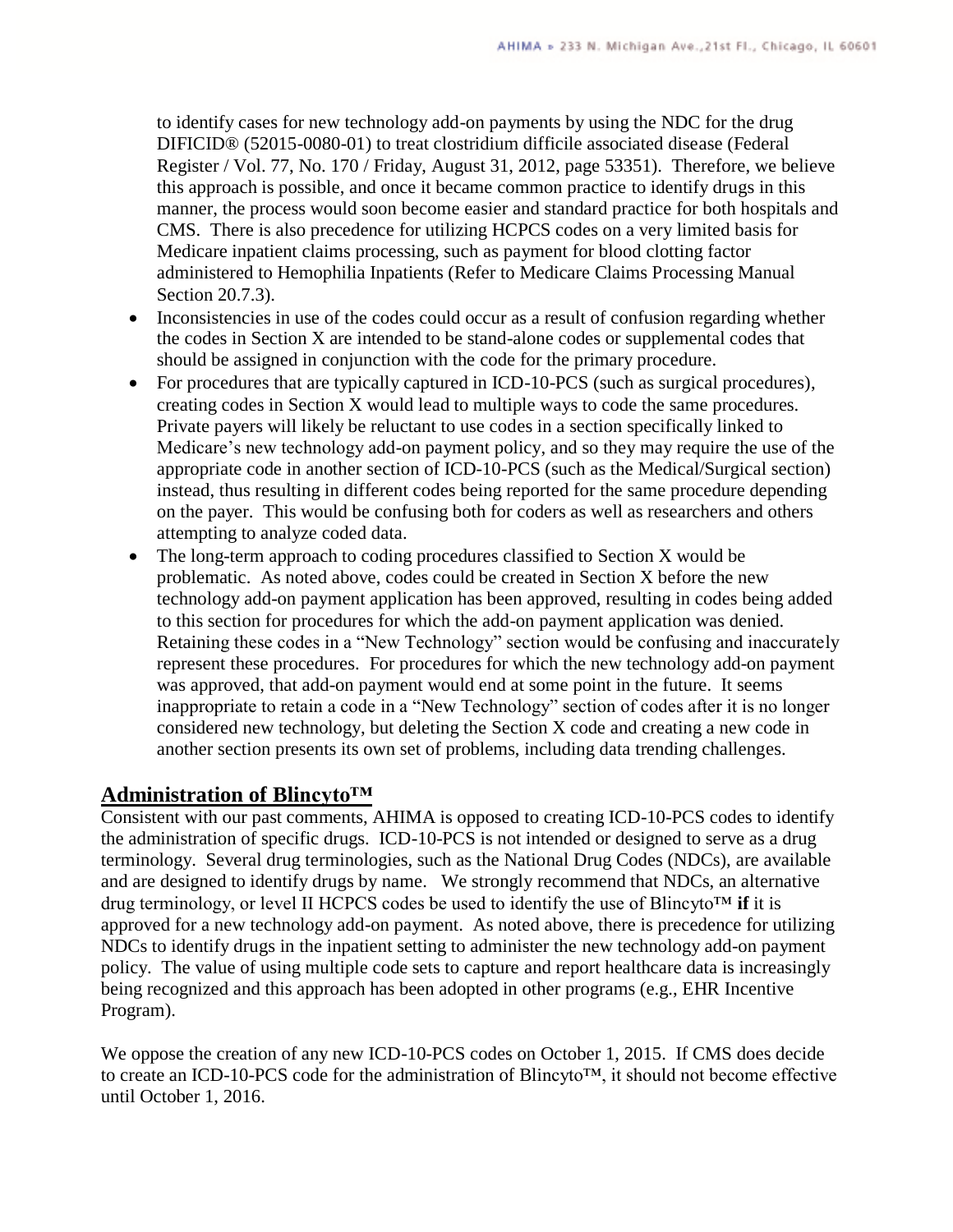to identify cases for new technology add-on payments by using the NDC for the drug DIFICID® (52015-0080-01) to treat clostridium difficile associated disease (Federal Register / Vol. 77, No. 170 / Friday, August 31, 2012, page 53351). Therefore, we believe this approach is possible, and once it became common practice to identify drugs in this manner, the process would soon become easier and standard practice for both hospitals and CMS. There is also precedence for utilizing HCPCS codes on a very limited basis for Medicare inpatient claims processing, such as payment for blood clotting factor administered to Hemophilia Inpatients (Refer to Medicare Claims Processing Manual Section 20.7.3).

- Inconsistencies in use of the codes could occur as a result of confusion regarding whether the codes in Section X are intended to be stand-alone codes or supplemental codes that should be assigned in conjunction with the code for the primary procedure.
- For procedures that are typically captured in ICD-10-PCS (such as surgical procedures), creating codes in Section X would lead to multiple ways to code the same procedures. Private payers will likely be reluctant to use codes in a section specifically linked to Medicare's new technology add-on payment policy, and so they may require the use of the appropriate code in another section of ICD-10-PCS (such as the Medical/Surgical section) instead, thus resulting in different codes being reported for the same procedure depending on the payer. This would be confusing both for coders as well as researchers and others attempting to analyze coded data.
- The long-term approach to coding procedures classified to Section X would be problematic. As noted above, codes could be created in Section X before the new technology add-on payment application has been approved, resulting in codes being added to this section for procedures for which the add-on payment application was denied. Retaining these codes in a "New Technology" section would be confusing and inaccurately represent these procedures. For procedures for which the new technology add-on payment was approved, that add-on payment would end at some point in the future. It seems inappropriate to retain a code in a "New Technology" section of codes after it is no longer considered new technology, but deleting the Section X code and creating a new code in another section presents its own set of problems, including data trending challenges.

## Administration of Blincyto™

Consistent with our past comments, AHIMA is opposed to creating ICD-10-PCS codes to identify the administration of specific drugs. ICD-10-PCS is not intended or designed to serve as a drug terminology. Several drug terminologies, such as the National Drug Codes (NDCs), are available and are designed to identify drugs by name. We strongly recommend that NDCs, an alternative drug terminology, or level II HCPCS codes be used to identify the use of Blincyto™ **if** it is approved for a new technology add-on payment. As noted above, there is precedence for utilizing NDCs to identify drugs in the inpatient setting to administer the new technology add-on payment policy. The value of using multiple code sets to capture and report healthcare data is increasingly being recognized and this approach has been adopted in other programs (e.g., EHR Incentive Program).

We oppose the creation of any new ICD-10-PCS codes on October 1, 2015. If CMS does decide to create an ICD-10-PCS code for the administration of Blincyto™, it should not become effective until October 1, 2016.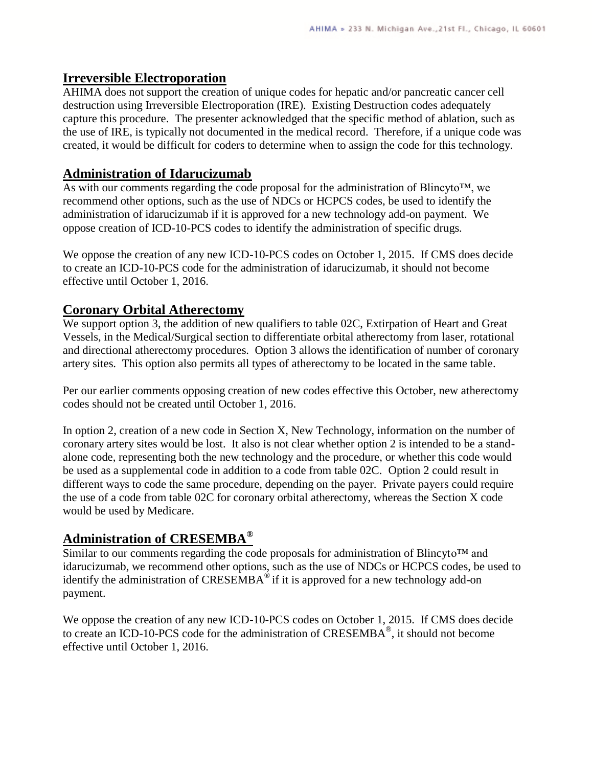## Irreversible Electroporation

AHIMA does not support the creation of unique codes for hepatic and/or pancreatic cancer cell destruction using Irreversible Electroporation (IRE). Existing Destruction codes adequately capture this procedure. The presenter acknowledged that the specific method of ablation, such as the use of IRE, is typically not documented in the medical record. Therefore, if a unique code was created, it would be difficult for coders to determine when to assign the code for this technology.

## Administration of Idarucizumab

As with our comments regarding the code proposal for the administration of Blincyto™, we recommend other options, such as the use of NDCs or HCPCS codes, be used to identify the administration of idarucizumab if it is approved for a new technology add-on payment. We oppose creation of ICD-10-PCS codes to identify the administration of specific drugs.

We oppose the creation of any new ICD-10-PCS codes on October 1, 2015. If CMS does decide to create an ICD-10-PCS code for the administration of idarucizumab, it should not become effective until October 1, 2016.

## Coronary Orbital Atherectomy

We support option 3, the addition of new qualifiers to table 02C, Extirpation of Heart and Great Vessels, in the Medical/Surgical section to differentiate orbital atherectomy from laser, rotational and directional atherectomy procedures. Option 3 allows the identification of number of coronary artery sites. This option also permits all types of atherectomy to be located in the same table.

Per our earlier comments opposing creation of new codes effective this October, new atherectomy codes should not be created until October 1, 2016.

In option 2, creation of a new code in Section X, New Technology, information on the number of coronary artery sites would be lost. It also is not clear whether option 2 is intended to be a stand-alone code, representing both the new technology and the procedure, or whether this code would be used as a supplemental code in addition to a code from table 02C. Option 2 could result in different ways to code the same procedure, depending on the payer. Private payers could require the use of a code from table 02C for coronary orbital atherectomy, whereas the Section X code would be used by Medicare.

## Administration of CRESEMBA®

Similar to our comments regarding the code proposals for administration of Blincyto™ and idarucizumab, we recommend other options, such as the use of NDCs or HCPCS codes, be used to identify the administration of CRESEMBA® if it is approved for a new technology add-on payment.

We oppose the creation of any new ICD-10-PCS codes on October 1, 2015. If CMS does decide to create an ICD-10-PCS code for the administration of CRESEMBA®, it should not become effective until October 1, 2016.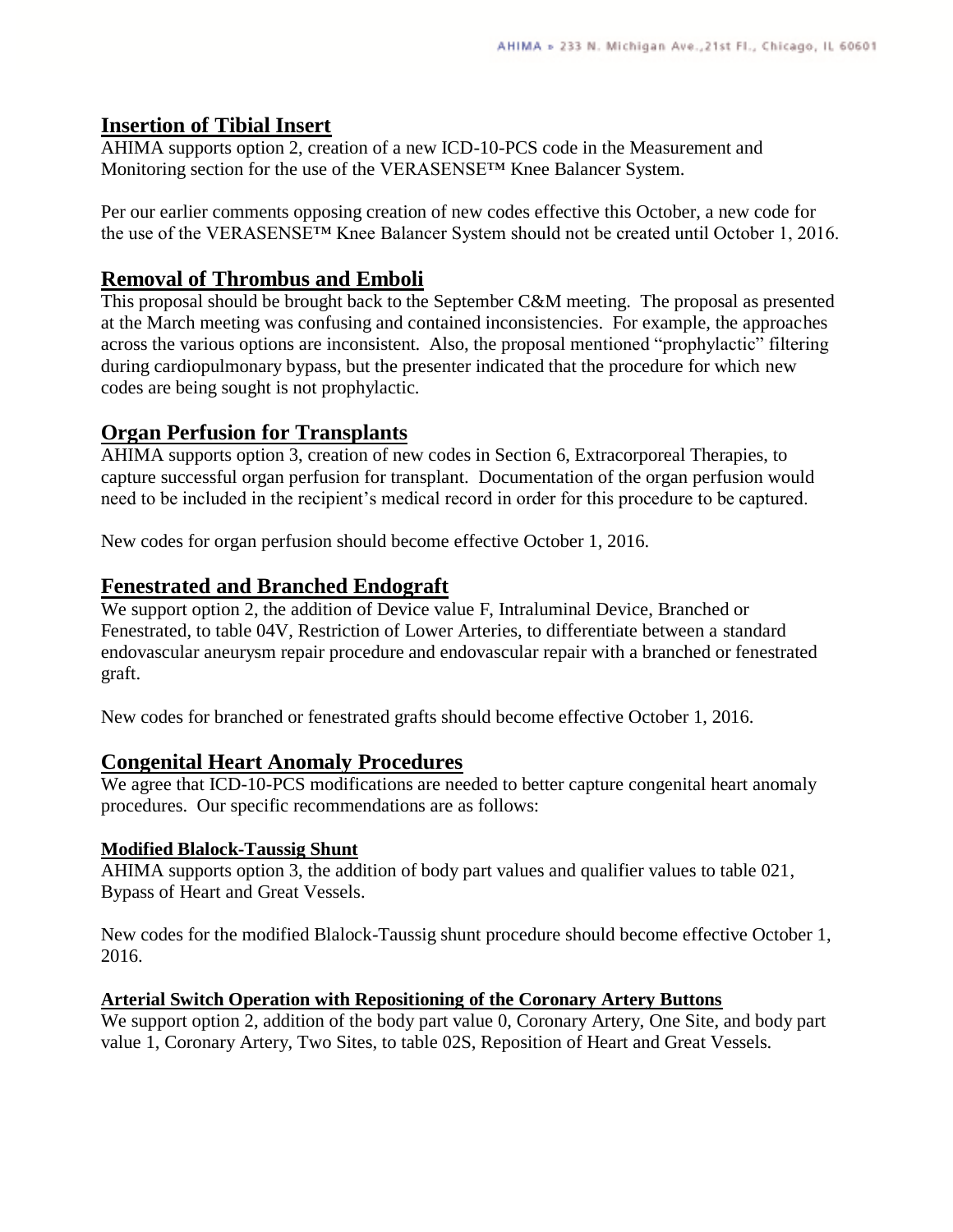## Insertion of Tibial Insert

AHIMA supports option 2, creation of a new ICD-10-PCS code in the Measurement and Monitoring section for the use of the VERASENSE™ Knee Balancer System.

Per our earlier comments opposing creation of new codes effective this October, a new code for the use of the VERASENSE™ Knee Balancer System should not be created until October 1, 2016.

## Removal of Thrombus and Emboli

This proposal should be brought back to the September C&M meeting. The proposal as presented at the March meeting was confusing and contained inconsistencies. For example, the approaches across the various options are inconsistent. Also, the proposal mentioned "prophylactic" filtering during cardiopulmonary bypass, but the presenter indicated that the procedure for which new codes are being sought is not prophylactic.

## Organ Perfusion for Transplants

AHIMA supports option 3, creation of new codes in Section 6, Extracorporeal Therapies, to capture successful organ perfusion for transplant. Documentation of the organ perfusion would need to be included in the recipient's medical record in order for this procedure to be captured.

New codes for organ perfusion should become effective October 1, 2016.

## Fenestrated and Branched Endograft

We support option 2, the addition of Device value F, Intraluminal Device, Branched or Fenestrated, to table 04V, Restriction of Lower Arteries, to differentiate between a standard endovascular aneurysm repair procedure and endovascular repair with a branched or fenestrated graft.

New codes for branched or fenestrated grafts should become effective October 1, 2016.

## Congenital Heart Anomaly Procedures

We agree that ICD-10-PCS modifications are needed to better capture congenital heart anomaly procedures. Our specific recommendations are as follows:

### Modified Blalock-Taussig Shunt

AHIMA supports option 3, the addition of body part values and qualifier values to table 021, Bypass of Heart and Great Vessels.

New codes for the modified Blalock-Taussig shunt procedure should become effective October 1, 2016.

### Arterial Switch Operation with Repositioning of the Coronary Artery Buttons

We support option 2, addition of the body part value 0, Coronary Artery, One Site, and body part value 1, Coronary Artery, Two Sites, to table 02S, Reposition of Heart and Great Vessels.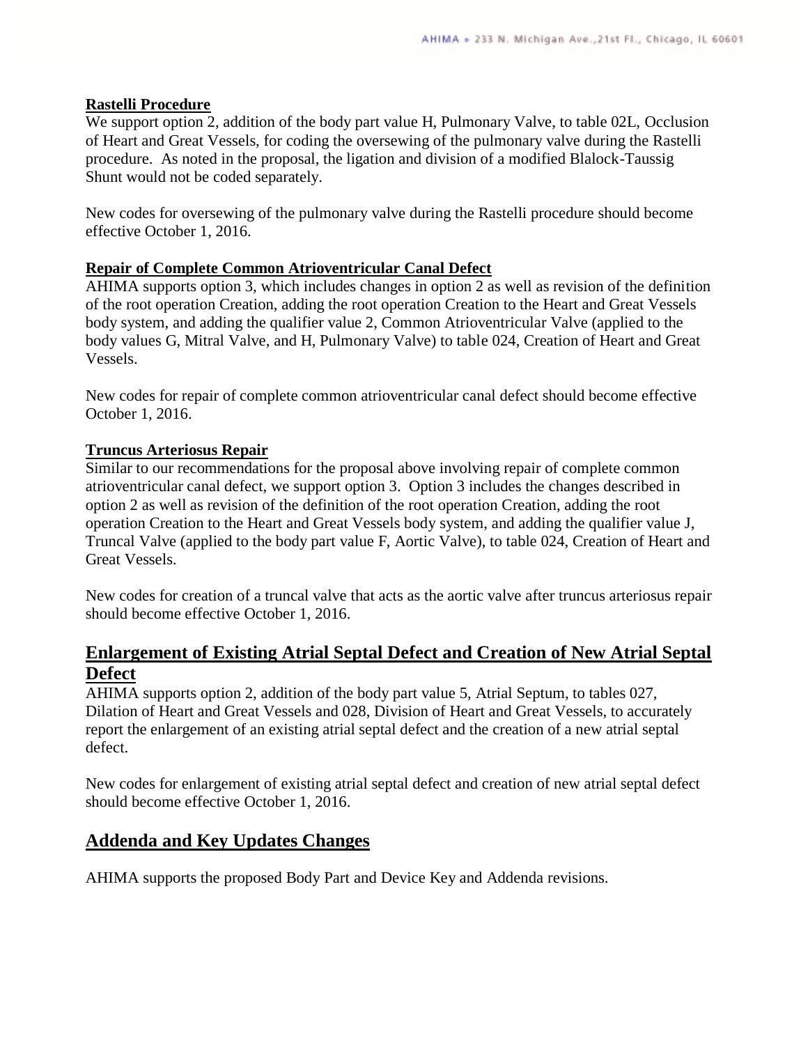**Rastelli Procedure**

We support option 2, addition of the body part value H, Pulmonary Valve, to table 02L, Occlusion of Heart and Great Vessels, for coding the oversewing of the pulmonary valve during the Rastelli procedure. As noted in the proposal, the ligation and division of a modified Blalock-Taussig Shunt would not be coded separately.

New codes for oversewing of the pulmonary valve during the Rastelli procedure should become effective October 1, 2016.

**Repair of Complete Common Atrioventricular Canal Defect**

AHIMA supports option 3, which includes changes in option 2 as well as revision of the definition of the root operation Creation, adding the root operation Creation to the Heart and Great Vessels body system, and adding the qualifier value 2, Common Atrioventricular Valve (applied to the body values G, Mitral Valve, and H, Pulmonary Valve) to table 024, Creation of Heart and Great Vessels.

New codes for repair of complete common atrioventricular canal defect should become effective October 1, 2016.

**Truncus Arteriosus Repair**

Similar to our recommendations for the proposal above involving repair of complete common atrioventricular canal defect, we support option 3. Option 3 includes the changes described in option 2 as well as revision of the definition of the root operation Creation, adding the root operation Creation to the Heart and Great Vessels body system, and adding the qualifier value J, Truncal Valve (applied to the body part value F, Aortic Valve), to table 024, Creation of Heart and Great Vessels.

New codes for creation of a truncal valve that acts as the aortic valve after truncus arteriosus repair should become effective October 1, 2016.

## Enlargement of Existing Atrial Septal Defect and Creation of New Atrial Septal Defect

AHIMA supports option 2, addition of the body part value 5, Atrial Septum, to tables 027, Dilation of Heart and Great Vessels and 028, Division of Heart and Great Vessels, to accurately report the enlargement of an existing atrial septal defect and the creation of a new atrial septal defect.

New codes for enlargement of existing atrial septal defect and creation of new atrial septal defect should become effective October 1, 2016.

## Addenda and Key Updates Changes

AHIMA supports the proposed Body Part and Device Key and Addenda revisions.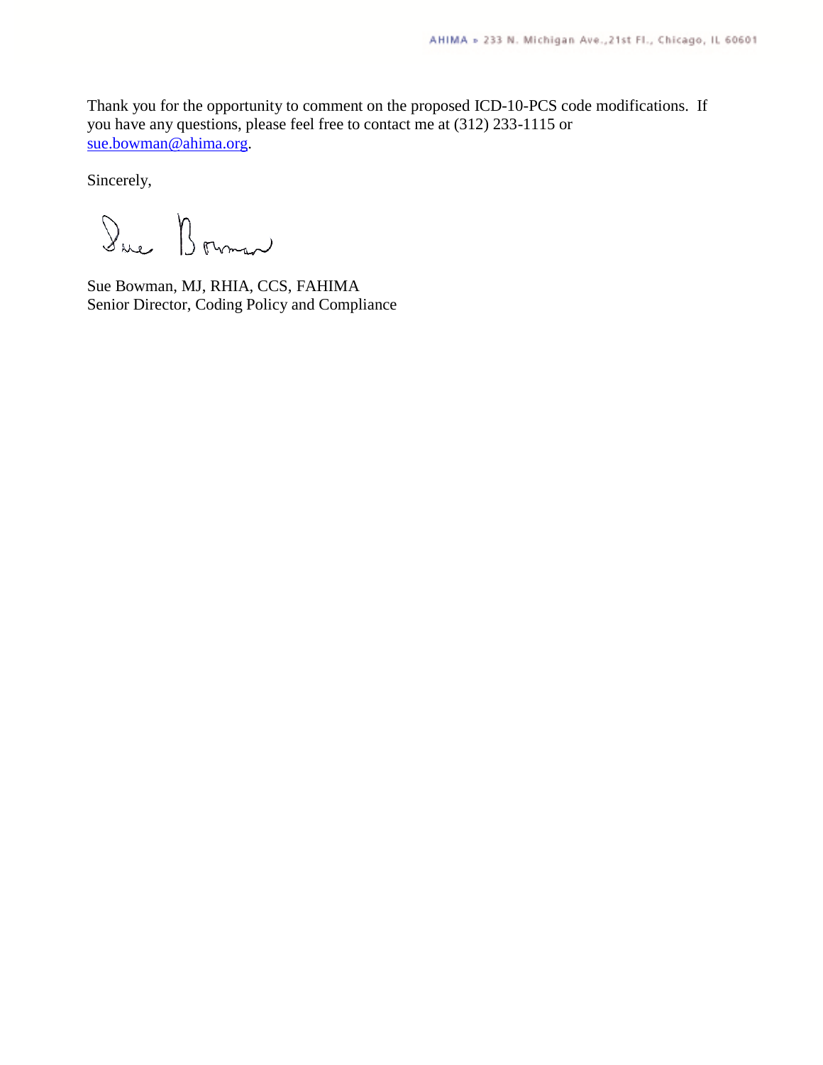Thank you for the opportunity to comment on the proposed ICD-10-PCS code modifications. If you have any questions, please feel free to contact me at (312) 233-1115 or sue.bowman@ahima.org.

Sincerely,

Sue Bowman, MJ, RHIA, CCS, FAHIMA
Senior Director, Coding Policy and Compliance